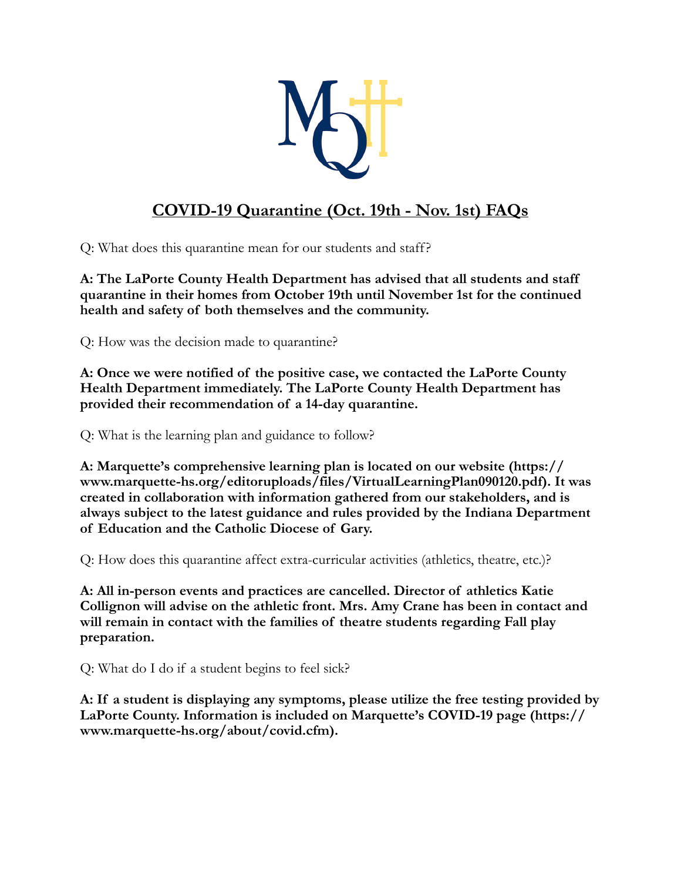# COVID-19 Quarantine (Oct. 19th - Nov. 1st) FAQs

Q: What does this quarantine mean for our students and staff?

**A: The LaPorte County Health Department has advised that all students and staff quarantine in their homes from October 19th until November 1st for the continued health and safety of both themselves and the community.**

Q: How was the decision made to quarantine?

**A: Once we were notified of the positive case, we contacted the LaPorte County Health Department immediately. The LaPorte County Health Department has provided their recommendation of a 14-day quarantine.**

Q: What is the learning plan and guidance to follow?

**A: Marquette's comprehensive learning plan is located on our website (https://www.marquette-hs.org/editoruploads/files/VirtualLearningPlan090120.pdf). It was created in collaboration with information gathered from our stakeholders, and is always subject to the latest guidance and rules provided by the Indiana Department of Education and the Catholic Diocese of Gary.**

Q: How does this quarantine affect extra-curricular activities (athletics, theatre, etc.)?

**A: All in-person events and practices are cancelled. Director of athletics Katie Collignon will advise on the athletic front. Mrs. Amy Crane has been in contact and will remain in contact with the families of theatre students regarding Fall play preparation.**

Q: What do I do if a student begins to feel sick?

**A: If a student is displaying any symptoms, please utilize the free testing provided by LaPorte County. Information is included on Marquette's COVID-19 page (https://www.marquette-hs.org/about/covid.cfm).**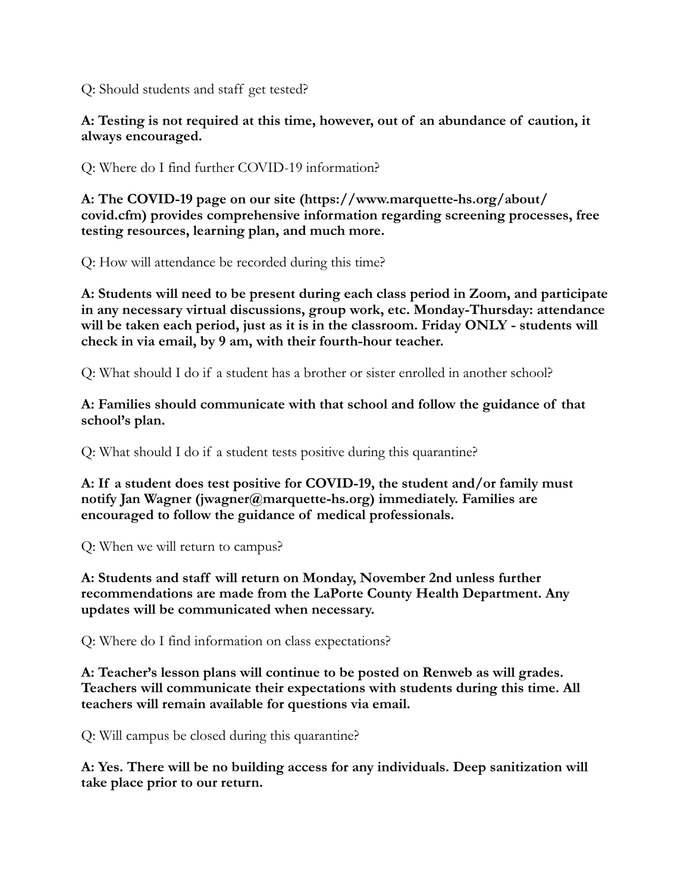Q: Should students and staff get tested?

**A: Testing is not required at this time, however, out of an abundance of caution, it always encouraged.**

Q: Where do I find further COVID-19 information?

**A: The COVID-19 page on our site (https://www.marquette-hs.org/about/covid.cfm) provides comprehensive information regarding screening processes, free testing resources, learning plan, and much more.**

Q: How will attendance be recorded during this time?

**A: Students will need to be present during each class period in Zoom, and participate in any necessary virtual discussions, group work, etc. Monday-Thursday: attendance will be taken each period, just as it is in the classroom. Friday ONLY - students will check in via email, by 9 am, with their fourth-hour teacher.**

Q: What should I do if a student has a brother or sister enrolled in another school?

**A: Families should communicate with that school and follow the guidance of that school's plan.**

Q: What should I do if a student tests positive during this quarantine?

**A: If a student does test positive for COVID-19, the student and/or family must notify Jan Wagner (jwagner@marquette-hs.org) immediately. Families are encouraged to follow the guidance of medical professionals.**

Q: When we will return to campus?

**A: Students and staff will return on Monday, November 2nd unless further recommendations are made from the LaPorte County Health Department. Any updates will be communicated when necessary.**

Q: Where do I find information on class expectations?

**A: Teacher's lesson plans will continue to be posted on Renweb as will grades. Teachers will communicate their expectations with students during this time. All teachers will remain available for questions via email.**

Q: Will campus be closed during this quarantine?

**A: Yes. There will be no building access for any individuals. Deep sanitization will take place prior to our return.**